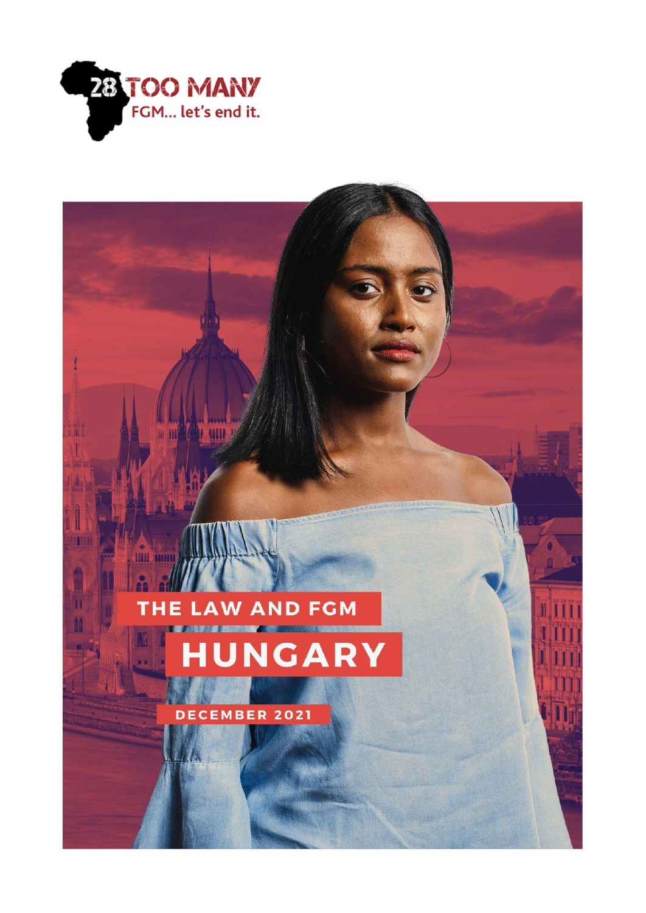28 TOO MANY

FGM... let's end it.

# THE LAW AND FGM

# HUNGARY

DECEMBER 2021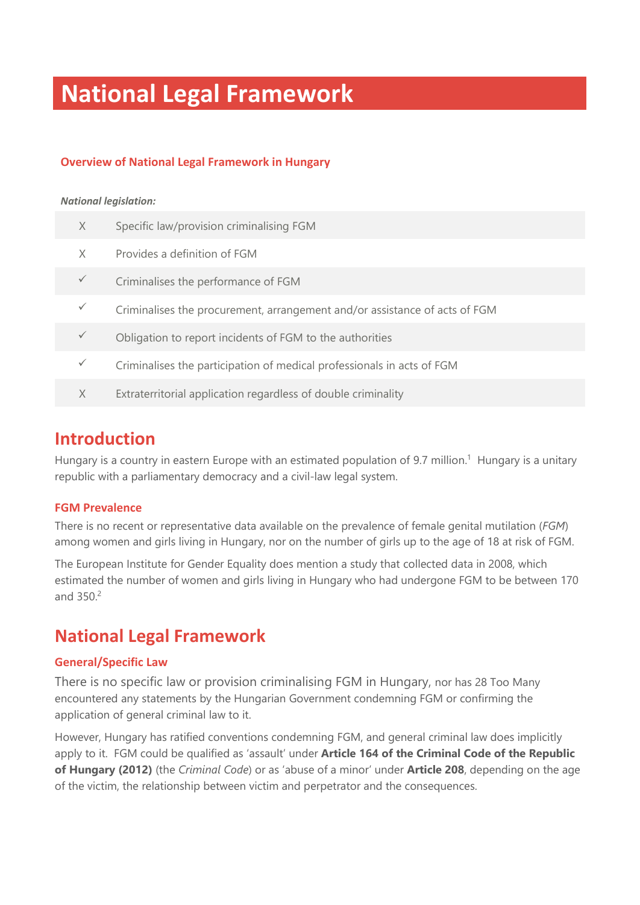# National Legal Framework

### Overview of National Legal Framework in Hungary

***National legislation:***

| | |
|---|---|
| X | Specific law/provision criminalising FGM |
| X | Provides a definition of FGM |
| ✓ | Criminalises the performance of FGM |
| ✓ | Criminalises the procurement, arrangement and/or assistance of acts of FGM |
| ✓ | Obligation to report incidents of FGM to the authorities |
| ✓ | Criminalises the participation of medical professionals in acts of FGM |
| X | Extraterritorial application regardless of double criminality |

## Introduction

Hungary is a country in eastern Europe with an estimated population of 9.7 million.[1] Hungary is a unitary republic with a parliamentary democracy and a civil-law legal system.

### FGM Prevalence

There is no recent or representative data available on the prevalence of female genital mutilation (*FGM*) among women and girls living in Hungary, nor on the number of girls up to the age of 18 at risk of FGM.

The European Institute for Gender Equality does mention a study that collected data in 2008, which estimated the number of women and girls living in Hungary who had undergone FGM to be between 170 and 350.[2]

## National Legal Framework

### General/Specific Law

There is no specific law or provision criminalising FGM in Hungary, nor has 28 Too Many encountered any statements by the Hungarian Government condemning FGM or confirming the application of general criminal law to it.

However, Hungary has ratified conventions condemning FGM, and general criminal law does implicitly apply to it. FGM could be qualified as 'assault' under **Article 164 of the Criminal Code of the Republic of Hungary (2012)** (the *Criminal Code*) or as 'abuse of a minor' under **Article 208**, depending on the age of the victim, the relationship between victim and perpetrator and the consequences.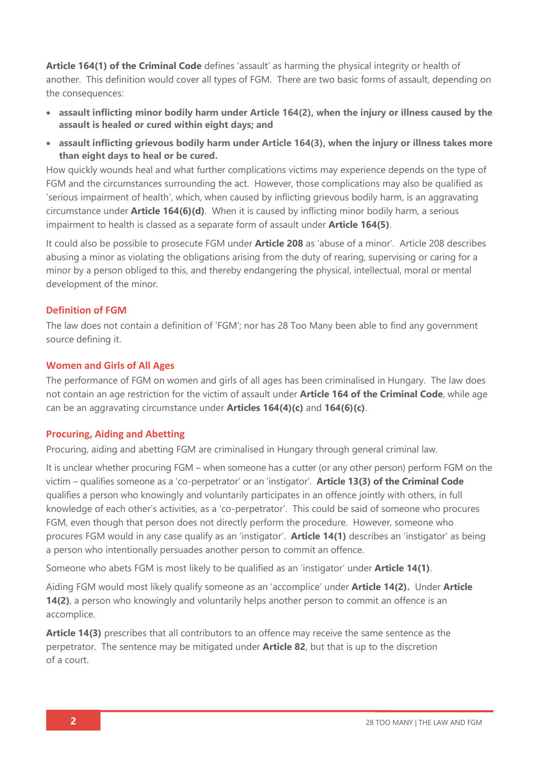**Article 164(1) of the Criminal Code** defines 'assault' as harming the physical integrity or health of another. This definition would cover all types of FGM. There are two basic forms of assault, depending on the consequences:

- **assault inflicting minor bodily harm under Article 164(2), when the injury or illness caused by the assault is healed or cured within eight days; and**
- **assault inflicting grievous bodily harm under Article 164(3), when the injury or illness takes more than eight days to heal or be cured.**

How quickly wounds heal and what further complications victims may experience depends on the type of FGM and the circumstances surrounding the act. However, those complications may also be qualified as 'serious impairment of health', which, when caused by inflicting grievous bodily harm, is an aggravating circumstance under **Article 164(6)(d)**. When it is caused by inflicting minor bodily harm, a serious impairment to health is classed as a separate form of assault under **Article 164(5)**.

It could also be possible to prosecute FGM under **Article 208** as 'abuse of a minor'. Article 208 describes abusing a minor as violating the obligations arising from the duty of rearing, supervising or caring for a minor by a person obliged to this, and thereby endangering the physical, intellectual, moral or mental development of the minor.

### Definition of FGM

The law does not contain a definition of 'FGM'; nor has 28 Too Many been able to find any government source defining it.

### Women and Girls of All Ages

The performance of FGM on women and girls of all ages has been criminalised in Hungary. The law does not contain an age restriction for the victim of assault under **Article 164 of the Criminal Code**, while age can be an aggravating circumstance under **Articles 164(4)(c)** and **164(6)(c)**.

### Procuring, Aiding and Abetting

Procuring, aiding and abetting FGM are criminalised in Hungary through general criminal law.

It is unclear whether procuring FGM – when someone has a cutter (or any other person) perform FGM on the victim – qualifies someone as a 'co-perpetrator' or an 'instigator'. **Article 13(3) of the Criminal Code** qualifies a person who knowingly and voluntarily participates in an offence jointly with others, in full knowledge of each other's activities, as a 'co-perpetrator'. This could be said of someone who procures FGM, even though that person does not directly perform the procedure. However, someone who procures FGM would in any case qualify as an 'instigator'. **Article 14(1)** describes an 'instigator' as being a person who intentionally persuades another person to commit an offence.

Someone who abets FGM is most likely to be qualified as an 'instigator' under **Article 14(1)**.

Aiding FGM would most likely qualify someone as an 'accomplice' under **Article 14(2).** Under **Article 14(2)**, a person who knowingly and voluntarily helps another person to commit an offence is an accomplice.

**Article 14(3)** prescribes that all contributors to an offence may receive the same sentence as the perpetrator. The sentence may be mitigated under **Article 82**, but that is up to the discretion of a court.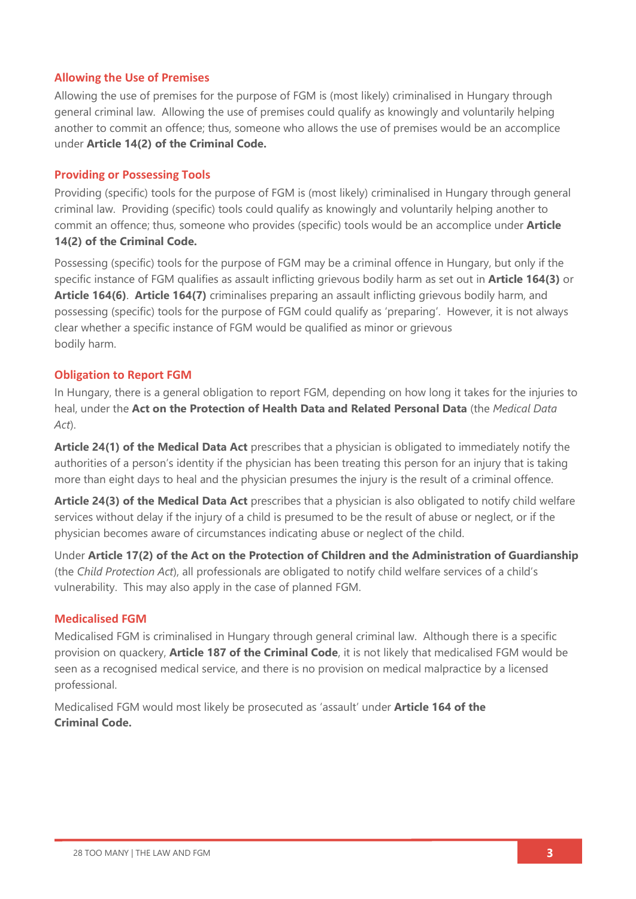### Allowing the Use of Premises

Allowing the use of premises for the purpose of FGM is (most likely) criminalised in Hungary through general criminal law. Allowing the use of premises could qualify as knowingly and voluntarily helping another to commit an offence; thus, someone who allows the use of premises would be an accomplice under **Article 14(2) of the Criminal Code.**

### Providing or Possessing Tools

Providing (specific) tools for the purpose of FGM is (most likely) criminalised in Hungary through general criminal law. Providing (specific) tools could qualify as knowingly and voluntarily helping another to commit an offence; thus, someone who provides (specific) tools would be an accomplice under **Article 14(2) of the Criminal Code.**

Possessing (specific) tools for the purpose of FGM may be a criminal offence in Hungary, but only if the specific instance of FGM qualifies as assault inflicting grievous bodily harm as set out in **Article 164(3)** or **Article 164(6)**. **Article 164(7)** criminalises preparing an assault inflicting grievous bodily harm, and possessing (specific) tools for the purpose of FGM could qualify as 'preparing'. However, it is not always clear whether a specific instance of FGM would be qualified as minor or grievous bodily harm.

### Obligation to Report FGM

In Hungary, there is a general obligation to report FGM, depending on how long it takes for the injuries to heal, under the **Act on the Protection of Health Data and Related Personal Data** (the *Medical Data Act*).

**Article 24(1) of the Medical Data Act** prescribes that a physician is obligated to immediately notify the authorities of a person's identity if the physician has been treating this person for an injury that is taking more than eight days to heal and the physician presumes the injury is the result of a criminal offence.

**Article 24(3) of the Medical Data Act** prescribes that a physician is also obligated to notify child welfare services without delay if the injury of a child is presumed to be the result of abuse or neglect, or if the physician becomes aware of circumstances indicating abuse or neglect of the child.

Under **Article 17(2) of the Act on the Protection of Children and the Administration of Guardianship** (the *Child Protection Act*), all professionals are obligated to notify child welfare services of a child's vulnerability. This may also apply in the case of planned FGM.

### Medicalised FGM

Medicalised FGM is criminalised in Hungary through general criminal law. Although there is a specific provision on quackery, **Article 187 of the Criminal Code**, it is not likely that medicalised FGM would be seen as a recognised medical service, and there is no provision on medical malpractice by a licensed professional.

Medicalised FGM would most likely be prosecuted as 'assault' under **Article 164 of the Criminal Code.**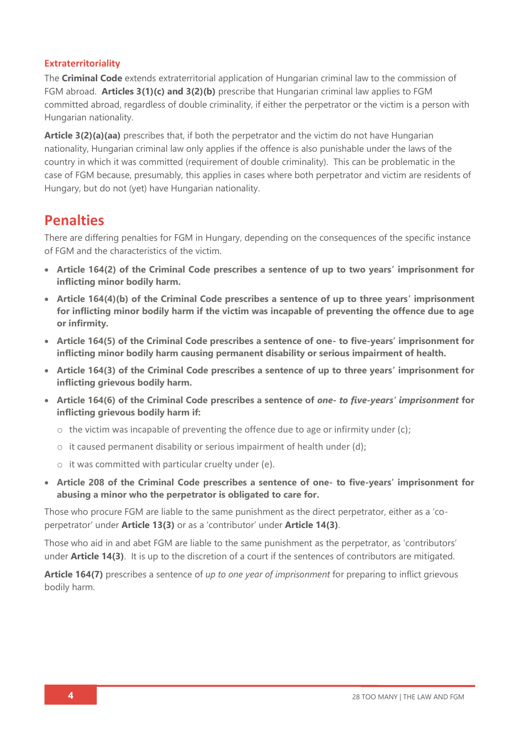### Extraterritoriality

The **Criminal Code** extends extraterritorial application of Hungarian criminal law to the commission of FGM abroad. **Articles 3(1)(c) and 3(2)(b)** prescribe that Hungarian criminal law applies to FGM committed abroad, regardless of double criminality, if either the perpetrator or the victim is a person with Hungarian nationality.

**Article 3(2)(a)(aa)** prescribes that, if both the perpetrator and the victim do not have Hungarian nationality, Hungarian criminal law only applies if the offence is also punishable under the laws of the country in which it was committed (requirement of double criminality). This can be problematic in the case of FGM because, presumably, this applies in cases where both perpetrator and victim are residents of Hungary, but do not (yet) have Hungarian nationality.

## Penalties

There are differing penalties for FGM in Hungary, depending on the consequences of the specific instance of FGM and the characteristics of the victim.

- **Article 164(2) of the Criminal Code prescribes a sentence of up to two years' imprisonment for inflicting minor bodily harm.**
- **Article 164(4)(b) of the Criminal Code prescribes a sentence of up to three years' imprisonment for inflicting minor bodily harm if the victim was incapable of preventing the offence due to age or infirmity.**
- **Article 164(5) of the Criminal Code prescribes a sentence of one- to five-years' imprisonment for inflicting minor bodily harm causing permanent disability or serious impairment of health.**
- **Article 164(3) of the Criminal Code prescribes a sentence of up to three years' imprisonment for inflicting grievous bodily harm.**
- **Article 164(6) of the Criminal Code prescribes a sentence of *one- to five-years' imprisonment* for inflicting grievous bodily harm if:**
  - the victim was incapable of preventing the offence due to age or infirmity under (c);
  - it caused permanent disability or serious impairment of health under (d);
  - it was committed with particular cruelty under (e).
- **Article 208 of the Criminal Code prescribes a sentence of one- to five-years' imprisonment for abusing a minor who the perpetrator is obligated to care for.**

Those who procure FGM are liable to the same punishment as the direct perpetrator, either as a 'co-perpetrator' under **Article 13(3)** or as a 'contributor' under **Article 14(3)**.

Those who aid in and abet FGM are liable to the same punishment as the perpetrator, as 'contributors' under **Article 14(3)**. It is up to the discretion of a court if the sentences of contributors are mitigated.

**Article 164(7)** prescribes a sentence of *up to one year of imprisonment* for preparing to inflict grievous bodily harm.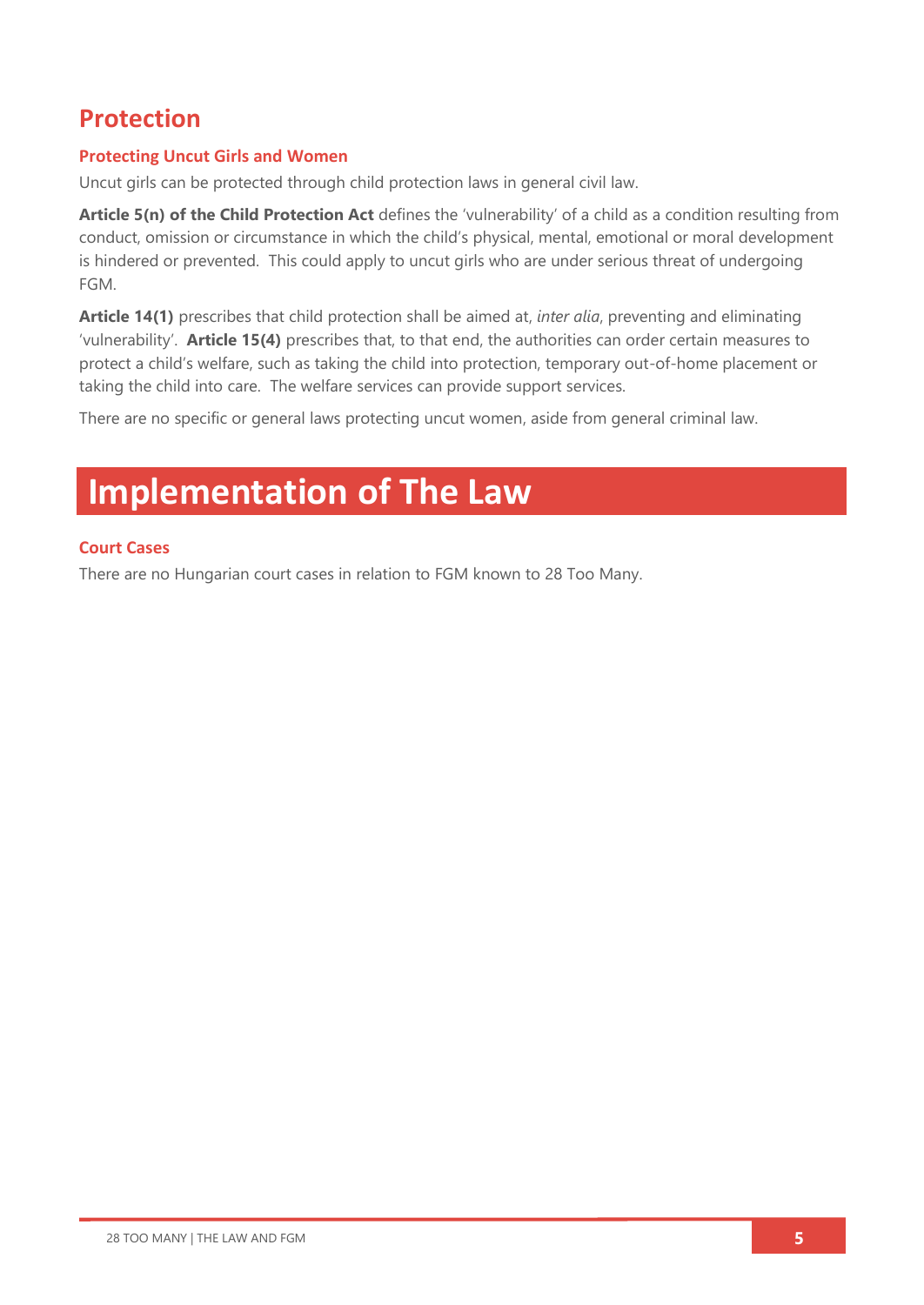## Protection

### Protecting Uncut Girls and Women

Uncut girls can be protected through child protection laws in general civil law.

**Article 5(n) of the Child Protection Act** defines the 'vulnerability' of a child as a condition resulting from conduct, omission or circumstance in which the child's physical, mental, emotional or moral development is hindered or prevented. This could apply to uncut girls who are under serious threat of undergoing FGM.

**Article 14(1)** prescribes that child protection shall be aimed at, *inter alia*, preventing and eliminating 'vulnerability'. **Article 15(4)** prescribes that, to that end, the authorities can order certain measures to protect a child's welfare, such as taking the child into protection, temporary out-of-home placement or taking the child into care. The welfare services can provide support services.

There are no specific or general laws protecting uncut women, aside from general criminal law.

# Implementation of The Law

### Court Cases

There are no Hungarian court cases in relation to FGM known to 28 Too Many.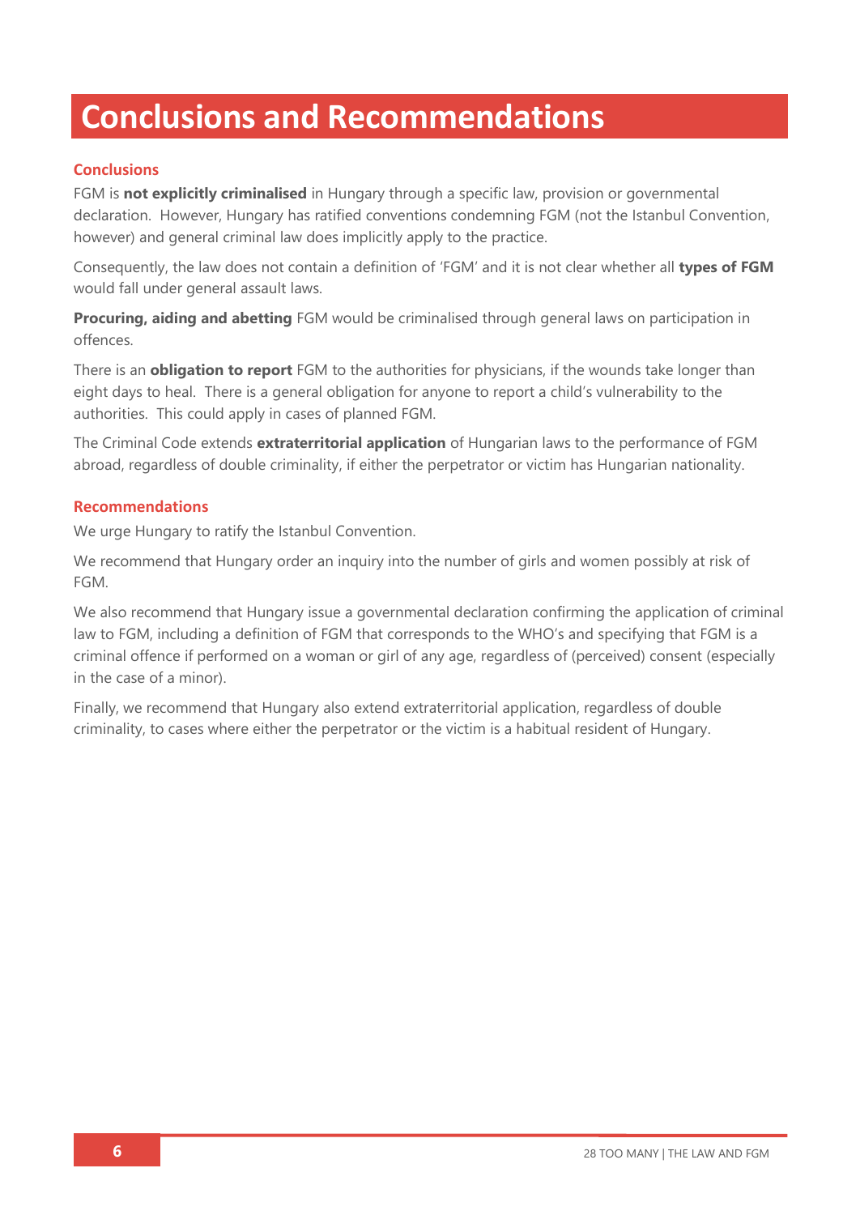# Conclusions and Recommendations

## Conclusions

FGM is **not explicitly criminalised** in Hungary through a specific law, provision or governmental declaration. However, Hungary has ratified conventions condemning FGM (not the Istanbul Convention, however) and general criminal law does implicitly apply to the practice.

Consequently, the law does not contain a definition of 'FGM' and it is not clear whether all **types of FGM** would fall under general assault laws.

**Procuring, aiding and abetting** FGM would be criminalised through general laws on participation in offences.

There is an **obligation to report** FGM to the authorities for physicians, if the wounds take longer than eight days to heal. There is a general obligation for anyone to report a child's vulnerability to the authorities. This could apply in cases of planned FGM.

The Criminal Code extends **extraterritorial application** of Hungarian laws to the performance of FGM abroad, regardless of double criminality, if either the perpetrator or victim has Hungarian nationality.

## Recommendations

We urge Hungary to ratify the Istanbul Convention.

We recommend that Hungary order an inquiry into the number of girls and women possibly at risk of FGM.

We also recommend that Hungary issue a governmental declaration confirming the application of criminal law to FGM, including a definition of FGM that corresponds to the WHO's and specifying that FGM is a criminal offence if performed on a woman or girl of any age, regardless of (perceived) consent (especially in the case of a minor).

Finally, we recommend that Hungary also extend extraterritorial application, regardless of double criminality, to cases where either the perpetrator or the victim is a habitual resident of Hungary.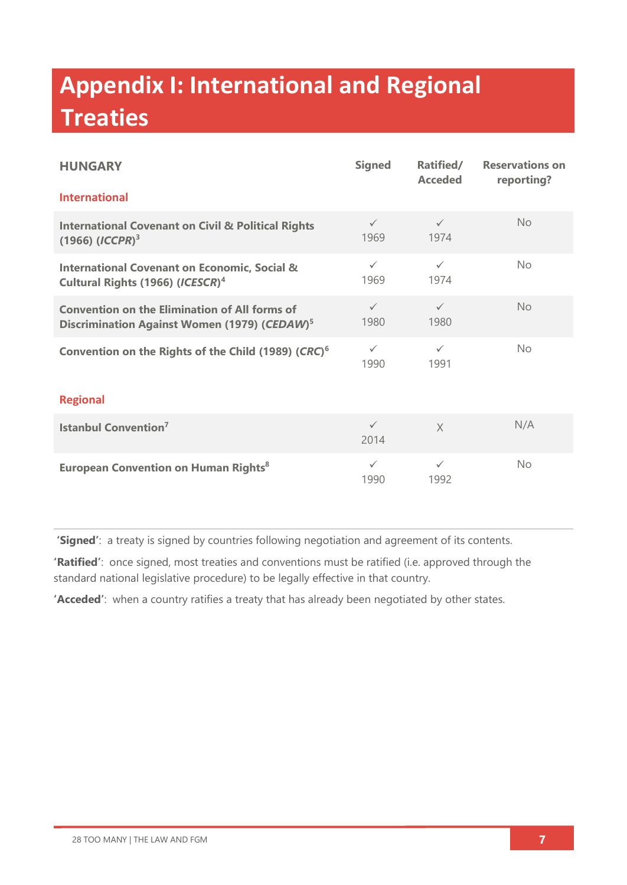# Appendix I: International and Regional Treaties

| HUNGARY | Signed | Ratified/ Acceded | Reservations on reporting? |
|---|---|---|---|
| **International** | | | |
| **International Covenant on Civil & Political Rights (1966) (*ICCPR*)**[3] | ✓ 1969 | ✓ 1974 | No |
| **International Covenant on Economic, Social & Cultural Rights (1966) (*ICESCR*)**[4] | ✓ 1969 | ✓ 1974 | No |
| **Convention on the Elimination of All forms of Discrimination Against Women (1979) (*CEDAW*)**[5] | ✓ 1980 | ✓ 1980 | No |
| **Convention on the Rights of the Child (1989) (*CRC*)**[6] | ✓ 1990 | ✓ 1991 | No |
| **Regional** | | | |
| **Istanbul Convention**[7] | ✓ 2014 | X | N/A |
| **European Convention on Human Rights**[8] | ✓ 1990 | ✓ 1992 | No |

**'Signed'**: a treaty is signed by countries following negotiation and agreement of its contents.

**'Ratified'**: once signed, most treaties and conventions must be ratified (i.e. approved through the standard national legislative procedure) to be legally effective in that country.

**'Acceded'**: when a country ratifies a treaty that has already been negotiated by other states.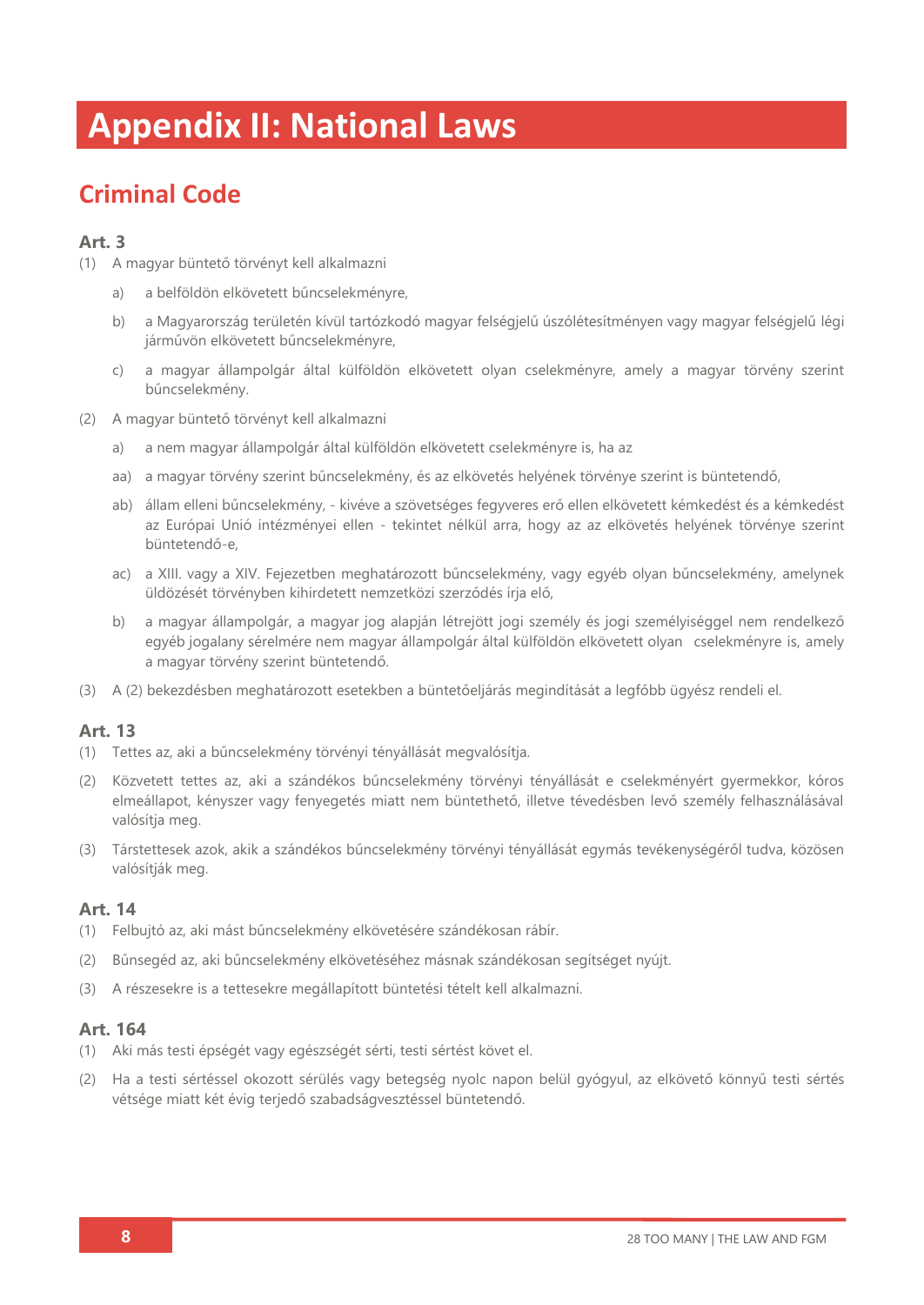# Appendix II: National Laws

## Criminal Code

### Art. 3

(1) A magyar büntető törvényt kell alkalmazni

- a) a belföldön elkövetett bűncselekményre,
- b) a Magyarország területén kívül tartózkodó magyar felségjelű úszólétesítményen vagy magyar felségjelű légi járművön elkövetett bűncselekményre,
- c) a magyar állampolgár által külföldön elkövetett olyan cselekményre, amely a magyar törvény szerint bűncselekmény.

(2) A magyar büntető törvényt kell alkalmazni

- a) a nem magyar állampolgár által külföldön elkövetett cselekményére is, ha az
- aa) a magyar törvény szerint bűncselekmény, és az elkövetés helyének törvénye szerint is büntetendő,
- ab) állam elleni bűncselekmény, - kivéve a szövetséges fegyveres erő ellen elkövetett kémkedést és a kémkedést az Európai Unió intézményei ellen - tekintet nélkül arra, hogy az az elkövetés helyének törvénye szerint büntetendő-e,
- ac) a XIII. vagy a XIV. Fejezetben meghatározott bűncselekmény, vagy egyéb olyan bűncselekmény, amelynek üldözését törvényben kihirdetett nemzetközi szerződés írja elő,
- b) a magyar állampolgár, a magyar jog alapján létrejött jogi személy és jogi személyiséggel nem rendelkező egyéb jogalany sérelmére nem magyar állampolgár által külföldön elkövetett olyan cselekményre is, amely a magyar törvény szerint büntetendő.

(3) A (2) bekezdésben meghatározott esetekben a büntetőeljárás megindítását a legfőbb ügyész rendeli el.

### Art. 13

(1) Tettes az, aki a bűncselekmény törvényi tényállását megvalósítja.

(2) Közvetett tettes az, aki a szándékos bűncselekmény törvényi tényállását e cselekményért gyermekkor, kóros elmeállapot, kényszer vagy fenyegetés miatt nem büntethető, illetve tévedésben levő személy felhasználásával valósítja meg.

(3) Társtettesek azok, akik a szándékos bűncselekmény törvényi tényállását egymás tevékenységéről tudva, közösen valósítják meg.

### Art. 14

(1) Felbujtó az, aki mást bűncselekmény elkövetésére szándékosan rábír.

(2) Bűnsegéd az, aki bűncselekmény elkövetéséhez másnak szándékosan segítséget nyújt.

(3) A részesekre is a tettesekre megállapított büntetési tételt kell alkalmazni.

### Art. 164

(1) Aki más testi épségét vagy egészségét sérti, testi sértést követ el.

(2) Ha a testi sértéssel okozott sérülés vagy betegség nyolc napon belül gyógyul, az elkövető könnyű testi sértés vétsége miatt két évig terjedő szabadságvesztéssel büntetendő.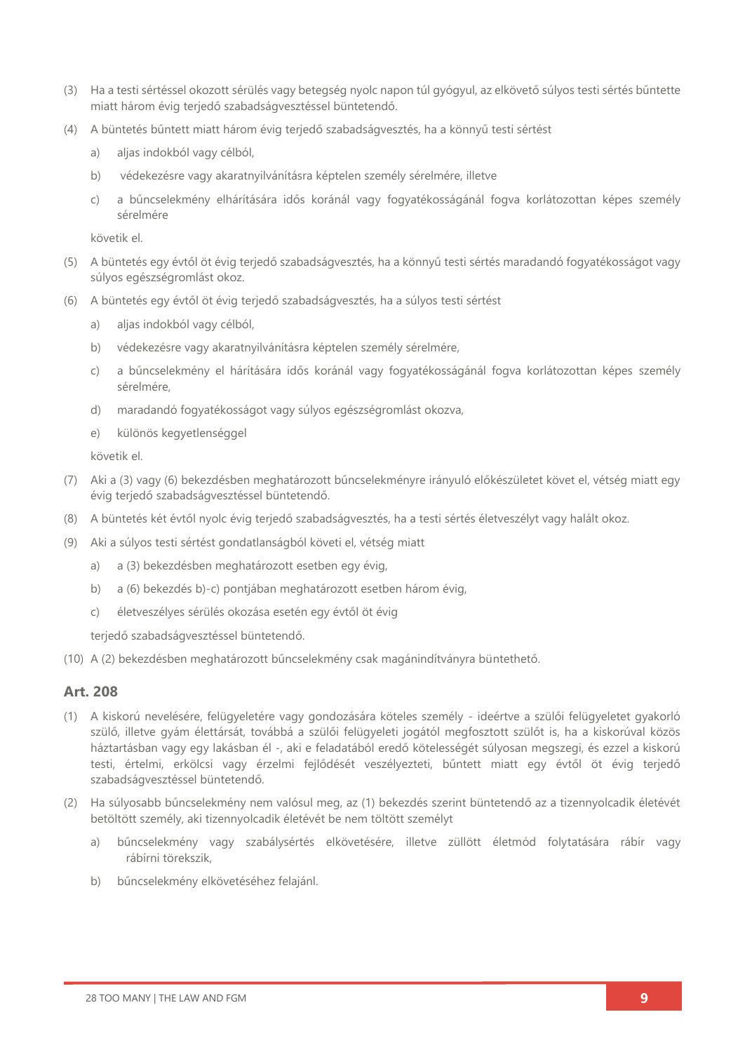(3) Ha a testi sértéssel okozott sérülés vagy betegség nyolc napon túl gyógyul, az elkövető súlyos testi sértés bűntette miatt három évig terjedő szabadságvesztéssel büntetendő.

(4) A büntetés bűntett miatt három évig terjedő szabadságvesztés, ha a könnyű testi sértést

a) aljas indokból vagy célból,

b) védekezésre vagy akaratnyilvánításra képtelen személy sérelmére, illetve

c) a bűncselekmény elhárítására idős koránál vagy fogyatékosságánál fogva korlátozottan képes személy sérelmére

követik el.

(5) A büntetés egy évtől öt évig terjedő szabadságvesztés, ha a könnyű testi sértés maradandó fogyatékosságot vagy súlyos egészségromlást okoz.

(6) A büntetés egy évtől öt évig terjedő szabadságvesztés, ha a súlyos testi sértést

a) aljas indokból vagy célból,

b) védekezésre vagy akaratnyilvánításra képtelen személy sérelmére,

c) a bűncselekmény el hárítására idős koránál vagy fogyatékosságánál fogva korlátozottan képes személy sérelmére,

d) maradandó fogyatékosságot vagy súlyos egészségromlást okozva,

e) különös kegyetlenséggel

követik el.

(7) Aki a (3) vagy (6) bekezdésben meghatározott bűncselekményre irányuló előkészületet követ el, vétség miatt egy évig terjedő szabadságvesztéssel büntetendő.

(8) A büntetés két évtől nyolc évig terjedő szabadságvesztés, ha a testi sértés életveszélyt vagy halált okoz.

(9) Aki a súlyos testi sértést gondatlanságból követi el, vétség miatt

a) a (3) bekezdésben meghatározott esetben egy évig,

b) a (6) bekezdés b)-c) pontjában meghatározott esetben három évig,

c) életveszélyes sérülés okozása esetén egy évtől öt évig

terjedő szabadságvesztéssel büntetendő.

(10) A (2) bekezdésben meghatározott bűncselekmény csak magánindítványra büntethető.

### Art. 208

(1) A kiskorú nevelésére, felügyeletére vagy gondozására köteles személy - ideértve a szülői felügyeletet gyakorló szülő, illetve gyám élettársát, továbbá a szülői felügyeleti jogától megfosztott szülőt is, ha a kiskorúval közös háztartásban vagy egy lakásban él -, aki e feladatából eredő kötelességét súlyosan megszegi, és ezzel a kiskorú testi, értelmi, erkölcsi vagy érzelmi fejlődését veszélyezteti, bűntett miatt egy évtől öt évig terjedő szabadságvesztéssel büntetendő.

(2) Ha súlyosabb bűncselekmény nem valósul meg, az (1) bekezdés szerint büntetendő az a tizennyolcadik életévét betöltött személy, aki tizennyolcadik életévét be nem töltött személyt

a) bűncselekmény vagy szabálysértés elkövetésére, illetve züllött életmód folytatására rábír vagy rábírni törekszik,

b) bűncselekmény elkövetéséhez felajánl.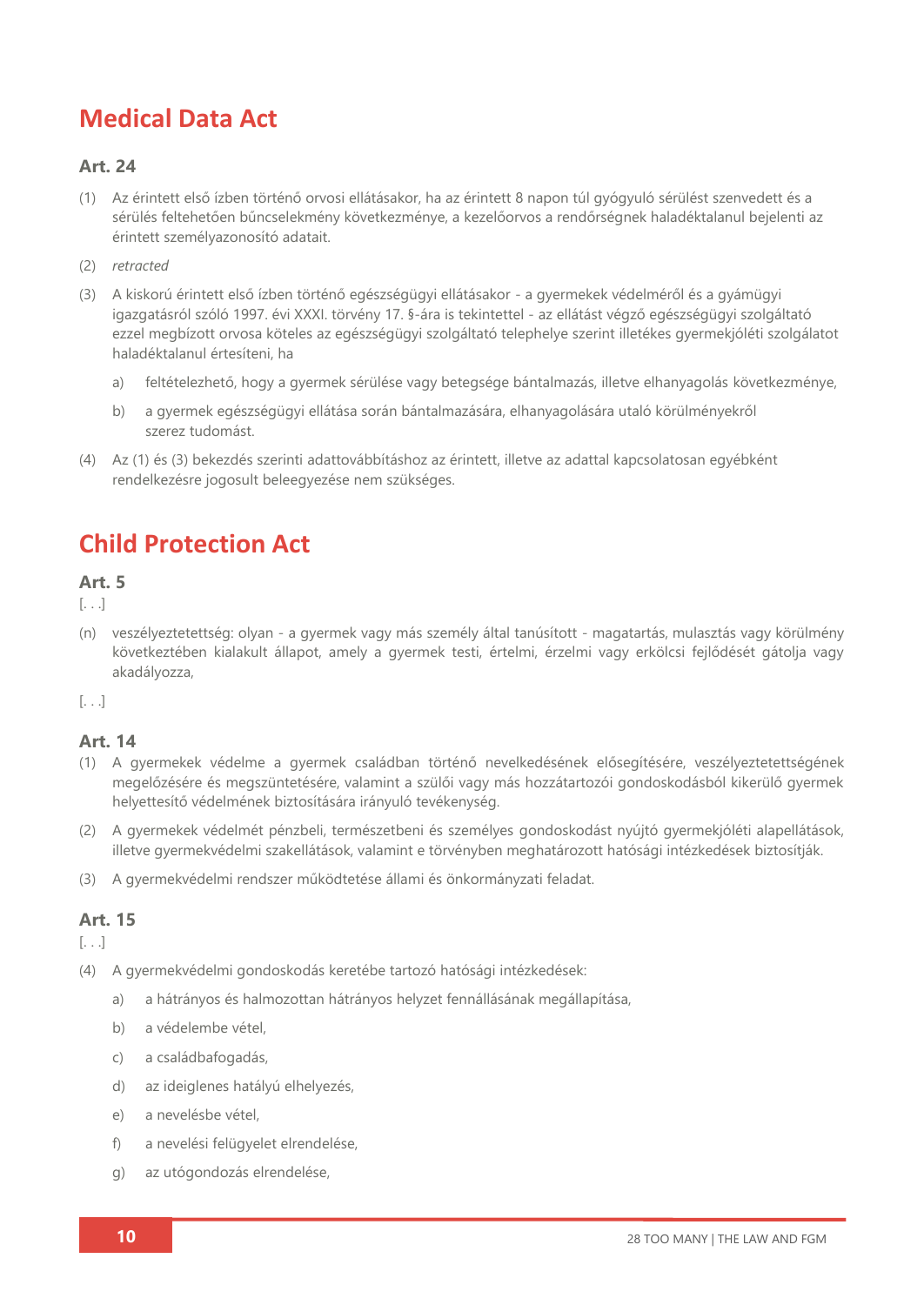## Medical Data Act

### Art. 24

(1) Az érintett első ízben történő orvosi ellátásakor, ha az érintett 8 napon túl gyógyuló sérülést szenvedett és a sérülés feltehetően bűncselekmény következménye, a kezelőorvos a rendőrségnek haladéktalanul bejelenti az érintett személyazonosító adatait.

(2) *retracted*

(3) A kiskorú érintett első ízben történő egészségügyi ellátásakor - a gyermekek védelméről és a gyámügyi igazgatásról szóló 1997. évi XXXI. törvény 17. §-ára is tekintettel - az ellátást végző egészségügyi szolgáltató ezzel megbízott orvosa köteles az egészségügyi szolgáltató telephelye szerint illetékes gyermekjóléti szolgálatot haladéktalanul értesíteni, ha

   a) feltételezhető, hogy a gyermek sérülése vagy betegsége bántalmazás, illetve elhanyagolás következménye,

   b) a gyermek egészségügyi ellátása során bántalmazására, elhanyagolására utaló körülményekről szerez tudomást.

(4) Az (1) és (3) bekezdés szerinti adattovábbításhoz az érintett, illetve az adattal kapcsolatosan egyébként rendelkezésre jogosult beleegyezése nem szükséges.

## Child Protection Act

### Art. 5

[. . .]

(n) veszélyeztetettség: olyan - a gyermek vagy más személy által tanúsított - magatartás, mulasztás vagy körülmény következtében kialakult állapot, amely a gyermek testi, értelmi, érzelmi vagy erkölcsi fejlődését gátolja vagy akadályozza,

[. . .]

### Art. 14

(1) A gyermekek védelme a gyermek családban történő nevelkedésének elősegítésére, veszélyeztetettségének megelőzésére és megszüntetésére, valamint a szülői vagy más hozzátartozói gondoskodásból kikerülő gyermek helyettesítő védelmének biztosítására irányuló tevékenység.

(2) A gyermekek védelmét pénzbeli, természetbeni és személyes gondoskodást nyújtó gyermekjóléti alapellátások, illetve gyermekvédelmi szakellátások, valamint e törvényben meghatározott hatósági intézkedések biztosítják.

(3) A gyermekvédelmi rendszer működtetése állami és önkormányzati feladat.

### Art. 15

[. . .]

(4) A gyermekvédelmi gondoskodás keretébe tartozó hatósági intézkedések:

   a) a hátrányos és halmozottan hátrányos helyzet fennállásának megállapítása,

   b) a védelembe vétel,

   c) a családbafogadás,

   d) az ideiglenes hatályú elhelyezés,

   e) a nevelésbe vétel,

   f) a nevelési felügyelet elrendelése,

   g) az utógondozás elrendelése,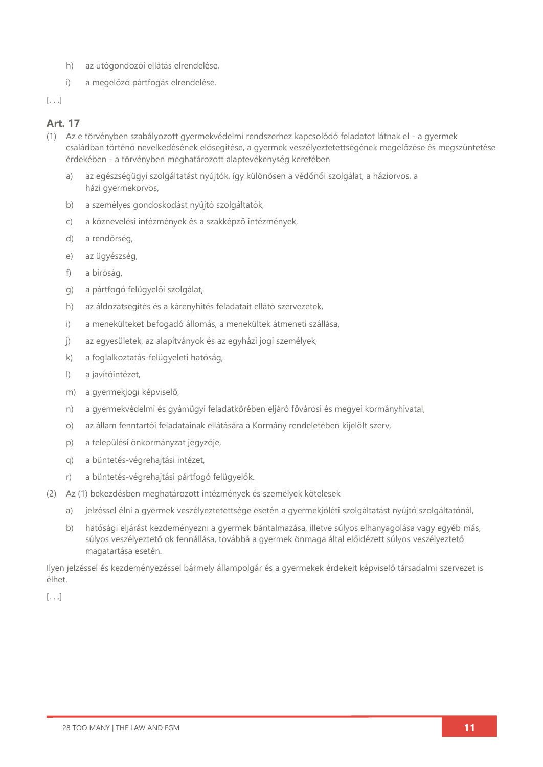h) az utógondozói ellátás elrendelése,

i) a megelőző pártfogás elrendelése.

[. . .]

## Art. 17

(1) Az e törvényben szabályozott gyermekvédelmi rendszerhez kapcsolódó feladatot látnak el - a gyermek családban történő nevelkedésének elősegítése, a gyermek veszélyeztetettségének megelőzése és megszüntetése érdekében - a törvényben meghatározott alaptevékenység keretében

a) az egészségügyi szolgáltatást nyújtók, így különösen a védőnői szolgálat, a háziorvos, a házi gyermekorvos,

b) a személyes gondoskodást nyújtó szolgáltatók,

c) a köznevelési intézmények és a szakképző intézmények,

d) a rendőrség,

e) az ügyészség,

f) a bíróság,

g) a pártfogó felügyelői szolgálat,

h) az áldozatsegítés és a kárenyhítés feladatait ellátó szervezetek,

i) a menekülteket befogadó állomás, a menekültek átmeneti szállása,

j) az egyesületek, az alapítványok és az egyházi jogi személyek,

k) a foglalkoztatás-felügyeleti hatóság,

l) a javítóintézet,

m) a gyermekjogi képviselő,

n) a gyermekvédelmi és gyámügyi feladatkörében eljáró fővárosi és megyei kormányhivatal,

o) az állam fenntartói feladatainak ellátására a Kormány rendeletében kijelölt szerv,

p) a települési önkormányzat jegyzője,

q) a büntetés-végrehajtási intézet,

r) a büntetés-végrehajtási pártfogó felügyelők.

(2) Az (1) bekezdésben meghatározott intézmények és személyek kötelesek

a) jelzéssel élni a gyermek veszélyeztetettsége esetén a gyermekjóléti szolgáltatást nyújtó szolgáltatónál,

b) hatósági eljárást kezdeményezni a gyermek bántalmazása, illetve súlyos elhanyagolása vagy egyéb más, súlyos veszélyeztető ok fennállása, továbbá a gyermek önmaga által előidézett súlyos veszélyeztető magatartása esetén.

Ilyen jelzéssel és kezdeményezéssel bármely állampolgár és a gyermekek érdekeit képviselő társadalmi szervezet is élhet.

[. . .]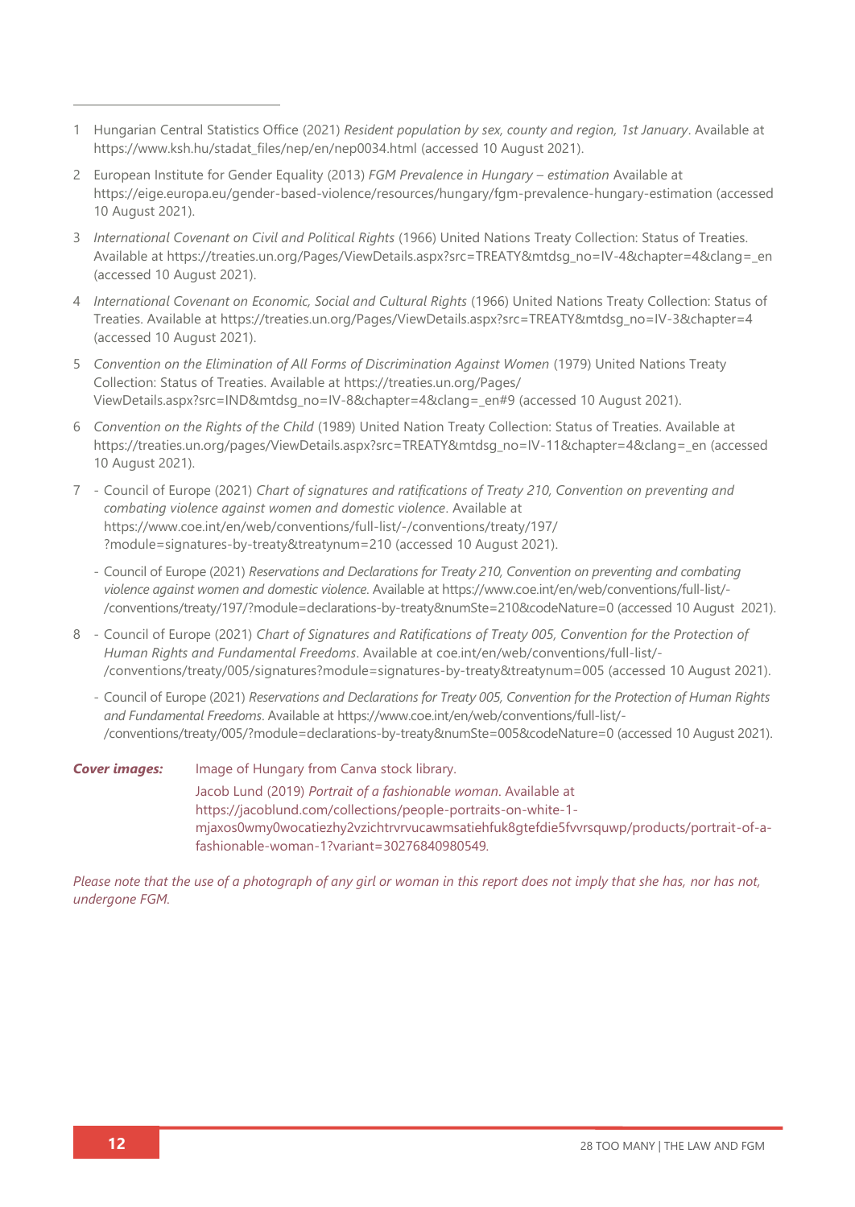1 Hungarian Central Statistics Office (2021) *Resident population by sex, county and region, 1st January*. Available at https://www.ksh.hu/stadat_files/nep/en/nep0034.html (accessed 10 August 2021).

2 European Institute for Gender Equality (2013) *FGM Prevalence in Hungary – estimation* Available at https://eige.europa.eu/gender-based-violence/resources/hungary/fgm-prevalence-hungary-estimation (accessed 10 August 2021).

3 *International Covenant on Civil and Political Rights* (1966) United Nations Treaty Collection: Status of Treaties. Available at https://treaties.un.org/Pages/ViewDetails.aspx?src=TREATY&mtdsg_no=IV-4&chapter=4&clang=_en (accessed 10 August 2021).

4 *International Covenant on Economic, Social and Cultural Rights* (1966) United Nations Treaty Collection: Status of Treaties. Available at https://treaties.un.org/Pages/ViewDetails.aspx?src=TREATY&mtdsg_no=IV-3&chapter=4 (accessed 10 August 2021).

5 *Convention on the Elimination of All Forms of Discrimination Against Women* (1979) United Nations Treaty Collection: Status of Treaties. Available at https://treaties.un.org/Pages/ViewDetails.aspx?src=IND&mtdsg_no=IV-8&chapter=4&clang=_en#9 (accessed 10 August 2021).

6 *Convention on the Rights of the Child* (1989) United Nation Treaty Collection: Status of Treaties. Available at https://treaties.un.org/pages/ViewDetails.aspx?src=TREATY&mtdsg_no=IV-11&chapter=4&clang=_en (accessed 10 August 2021).

7 - Council of Europe (2021) *Chart of signatures and ratifications of Treaty 210, Convention on preventing and combating violence against women and domestic violence*. Available at https://www.coe.int/en/web/conventions/full-list/-/conventions/treaty/197/?module=signatures-by-treaty&treatynum=210 (accessed 10 August 2021).

   - Council of Europe (2021) *Reservations and Declarations for Treaty 210, Convention on preventing and combating violence against women and domestic violence*. Available at https://www.coe.int/en/web/conventions/full-list/-/conventions/treaty/197/?module=declarations-by-treaty&numSte=210&codeNature=0 (accessed 10 August 2021).

8 - Council of Europe (2021) *Chart of Signatures and Ratifications of Treaty 005, Convention for the Protection of Human Rights and Fundamental Freedoms*. Available at coe.int/en/web/conventions/full-list/-/conventions/treaty/005/signatures?module=signatures-by-treaty&treatynum=005 (accessed 10 August 2021).

   - Council of Europe (2021) *Reservations and Declarations for Treaty 005, Convention for the Protection of Human Rights and Fundamental Freedoms*. Available at https://www.coe.int/en/web/conventions/full-list/-/conventions/treaty/005/?module=declarations-by-treaty&numSte=005&codeNature=0 (accessed 10 August 2021).

***Cover images:*** Image of Hungary from Canva stock library.

Jacob Lund (2019) *Portrait of a fashionable woman*. Available at https://jacoblund.com/collections/people-portraits-on-white-1-mjaxos0wmy0wocatiezhy2vzichtrvrvucawmsatiehfuk8gtefdie5fvvrsquwp/products/portrait-of-a-fashionable-woman-1?variant=30276840980549.

*Please note that the use of a photograph of any girl or woman in this report does not imply that she has, nor has not, undergone FGM.*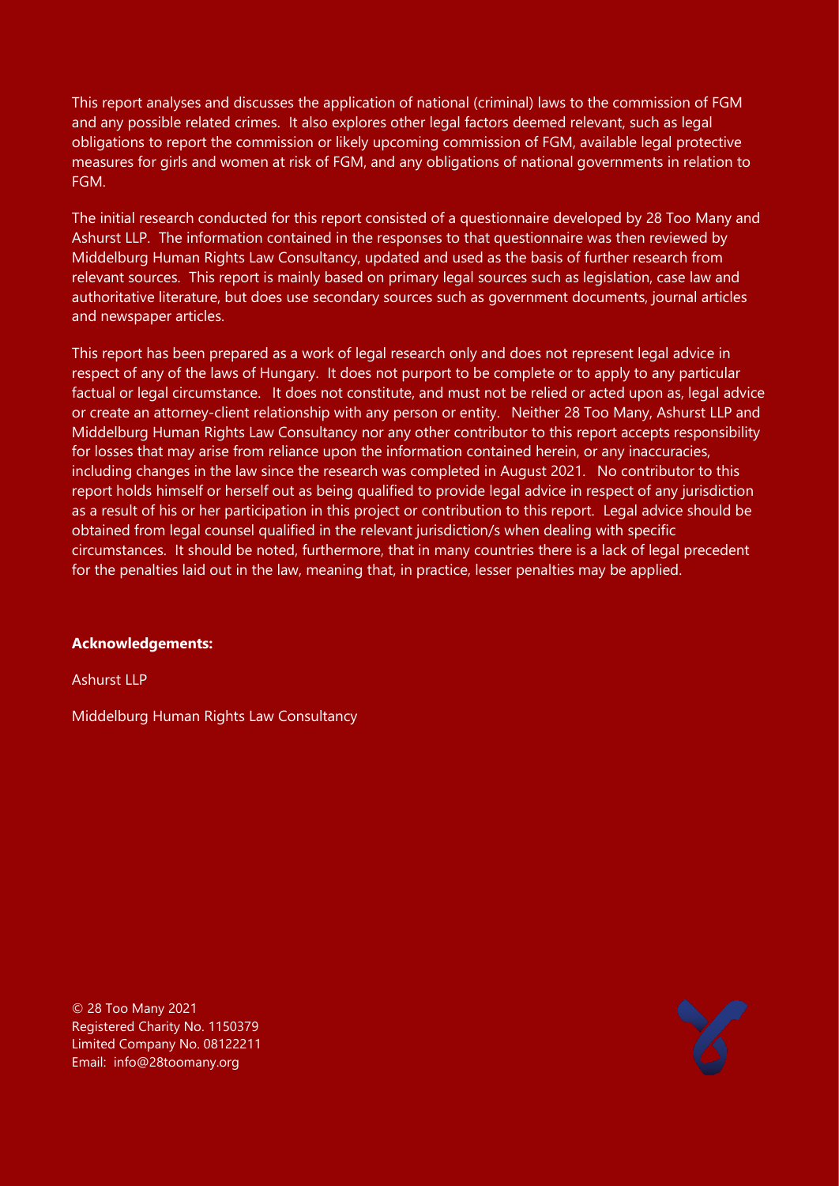This report analyses and discusses the application of national (criminal) laws to the commission of FGM and any possible related crimes. It also explores other legal factors deemed relevant, such as legal obligations to report the commission or likely upcoming commission of FGM, available legal protective measures for girls and women at risk of FGM, and any obligations of national governments in relation to FGM.

The initial research conducted for this report consisted of a questionnaire developed by 28 Too Many and Ashurst LLP. The information contained in the responses to that questionnaire was then reviewed by Middelburg Human Rights Law Consultancy, updated and used as the basis of further research from relevant sources. This report is mainly based on primary legal sources such as legislation, case law and authoritative literature, but does use secondary sources such as government documents, journal articles and newspaper articles.

This report has been prepared as a work of legal research only and does not represent legal advice in respect of any of the laws of Hungary. It does not purport to be complete or to apply to any particular factual or legal circumstance. It does not constitute, and must not be relied or acted upon as, legal advice or create an attorney-client relationship with any person or entity. Neither 28 Too Many, Ashurst LLP and Middelburg Human Rights Law Consultancy nor any other contributor to this report accepts responsibility for losses that may arise from reliance upon the information contained herein, or any inaccuracies, including changes in the law since the research was completed in August 2021. No contributor to this report holds himself or herself out as being qualified to provide legal advice in respect of any jurisdiction as a result of his or her participation in this project or contribution to this report. Legal advice should be obtained from legal counsel qualified in the relevant jurisdiction/s when dealing with specific circumstances. It should be noted, furthermore, that in many countries there is a lack of legal precedent for the penalties laid out in the law, meaning that, in practice, lesser penalties may be applied.

**Acknowledgements:**

Ashurst LLP

Middelburg Human Rights Law Consultancy

© 28 Too Many 2021
Registered Charity No. 1150379
Limited Company No. 08122211
Email: info@28toomany.org